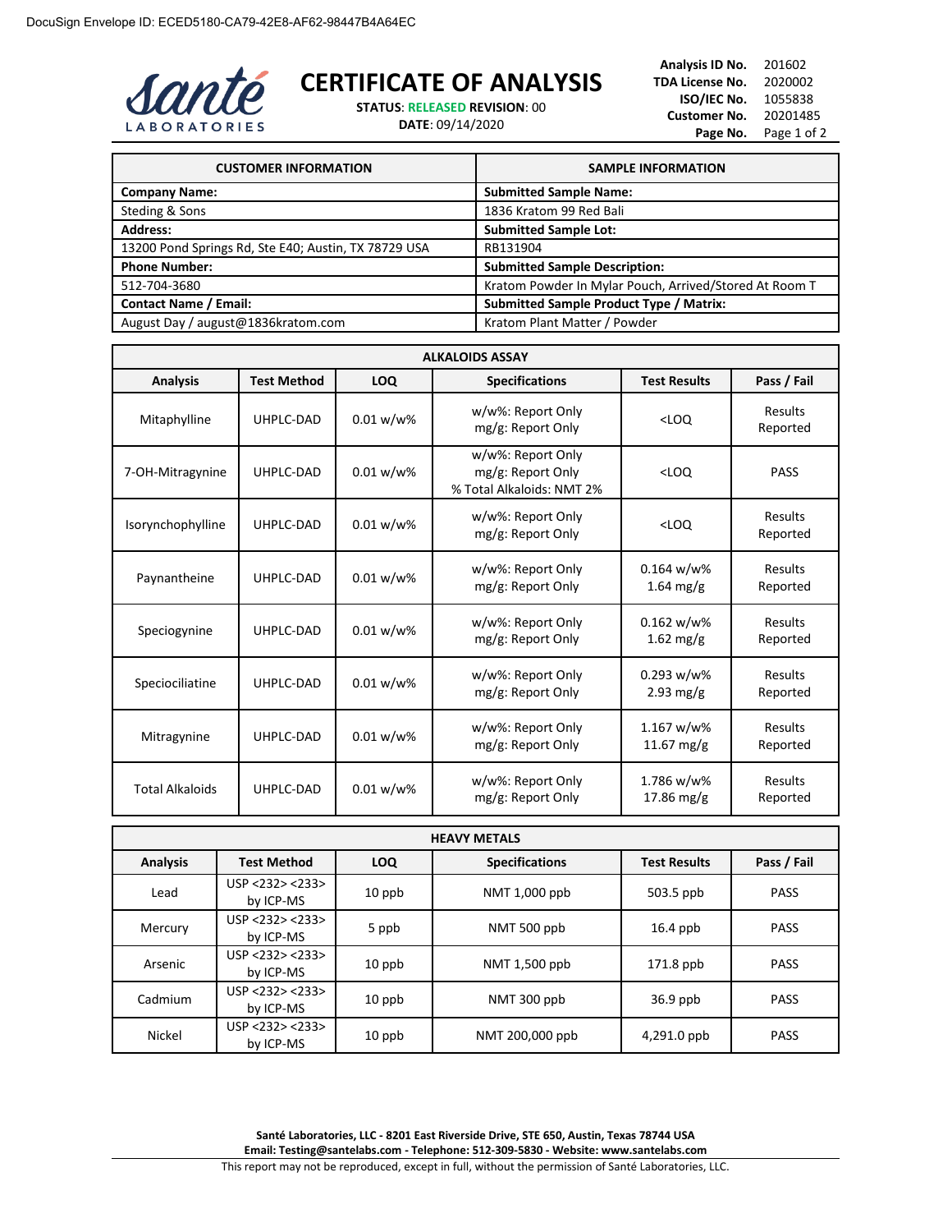DocuSign Envelope ID: ECED5180-CA79-42E8-AF62-98447B4A64EC

Santé LABORATORIES

# CERTIFICATE OF ANALYSIS

**STATUS**: RELEASED **REVISION**: 00
**DATE**: 09/14/2020

**Analysis ID No.** 201602
**TDA License No.** 2020002
**ISO/IEC No.** 1055838
**Customer No.** 20201485

| CUSTOMER INFORMATION | SAMPLE INFORMATION |
|---|---|
| **Company Name:** | **Submitted Sample Name:** |
| Steding & Sons | 1836 Kratom 99 Red Bali |
| **Address:** | **Submitted Sample Lot:** |
| 13200 Pond Springs Rd, Ste E40; Austin, TX 78729 USA | RB131904 |
| **Phone Number:** | **Submitted Sample Description:** |
| 512-704-3680 | Kratom Powder In Mylar Pouch, Arrived/Stored At Room T |
| **Contact Name / Email:** | **Submitted Sample Product Type / Matrix:** |
| August Day / august@1836kratom.com | Kratom Plant Matter / Powder |

**ALKALOIDS ASSAY**

| Analysis | Test Method | LOQ | Specifications | Test Results | Pass / Fail |
|---|---|---|---|---|---|
| Mitaphylline | UHPLC-DAD | 0.01 w/w% | w/w%: Report Only<br>mg/g: Report Only | <LOQ | Results Reported |
| 7-OH-Mitragynine | UHPLC-DAD | 0.01 w/w% | w/w%: Report Only<br>mg/g: Report Only<br>% Total Alkaloids: NMT 2% | <LOQ | PASS |
| Isorynchophylline | UHPLC-DAD | 0.01 w/w% | w/w%: Report Only<br>mg/g: Report Only | <LOQ | Results Reported |
| Paynantheine | UHPLC-DAD | 0.01 w/w% | w/w%: Report Only<br>mg/g: Report Only | 0.164 w/w%<br>1.64 mg/g | Results Reported |
| Speciogynine | UHPLC-DAD | 0.01 w/w% | w/w%: Report Only<br>mg/g: Report Only | 0.162 w/w%<br>1.62 mg/g | Results Reported |
| Speciociliatine | UHPLC-DAD | 0.01 w/w% | w/w%: Report Only<br>mg/g: Report Only | 0.293 w/w%<br>2.93 mg/g | Results Reported |
| Mitragynine | UHPLC-DAD | 0.01 w/w% | w/w%: Report Only<br>mg/g: Report Only | 1.167 w/w%<br>11.67 mg/g | Results Reported |
| Total Alkaloids | UHPLC-DAD | 0.01 w/w% | w/w%: Report Only<br>mg/g: Report Only | 1.786 w/w%<br>17.86 mg/g | Results Reported |

**HEAVY METALS**

| Analysis | Test Method | LOQ | Specifications | Test Results | Pass / Fail |
|---|---|---|---|---|---|
| Lead | USP <232> <233> by ICP-MS | 10 ppb | NMT 1,000 ppb | 503.5 ppb | PASS |
| Mercury | USP <232> <233> by ICP-MS | 5 ppb | NMT 500 ppb | 16.4 ppb | PASS |
| Arsenic | USP <232> <233> by ICP-MS | 10 ppb | NMT 1,500 ppb | 171.8 ppb | PASS |
| Cadmium | USP <232> <233> by ICP-MS | 10 ppb | NMT 300 ppb | 36.9 ppb | PASS |
| Nickel | USP <232> <233> by ICP-MS | 10 ppb | NMT 200,000 ppb | 4,291.0 ppb | PASS |

**Santé Laboratories, LLC - 8201 East Riverside Drive, STE 650, Austin, Texas 78744 USA**
**Email: Testing@santelabs.com - Telephone: 512-309-5830 - Website: www.santelabs.com**

This report may not be reproduced, except in full, without the permission of Santé Laboratories, LLC.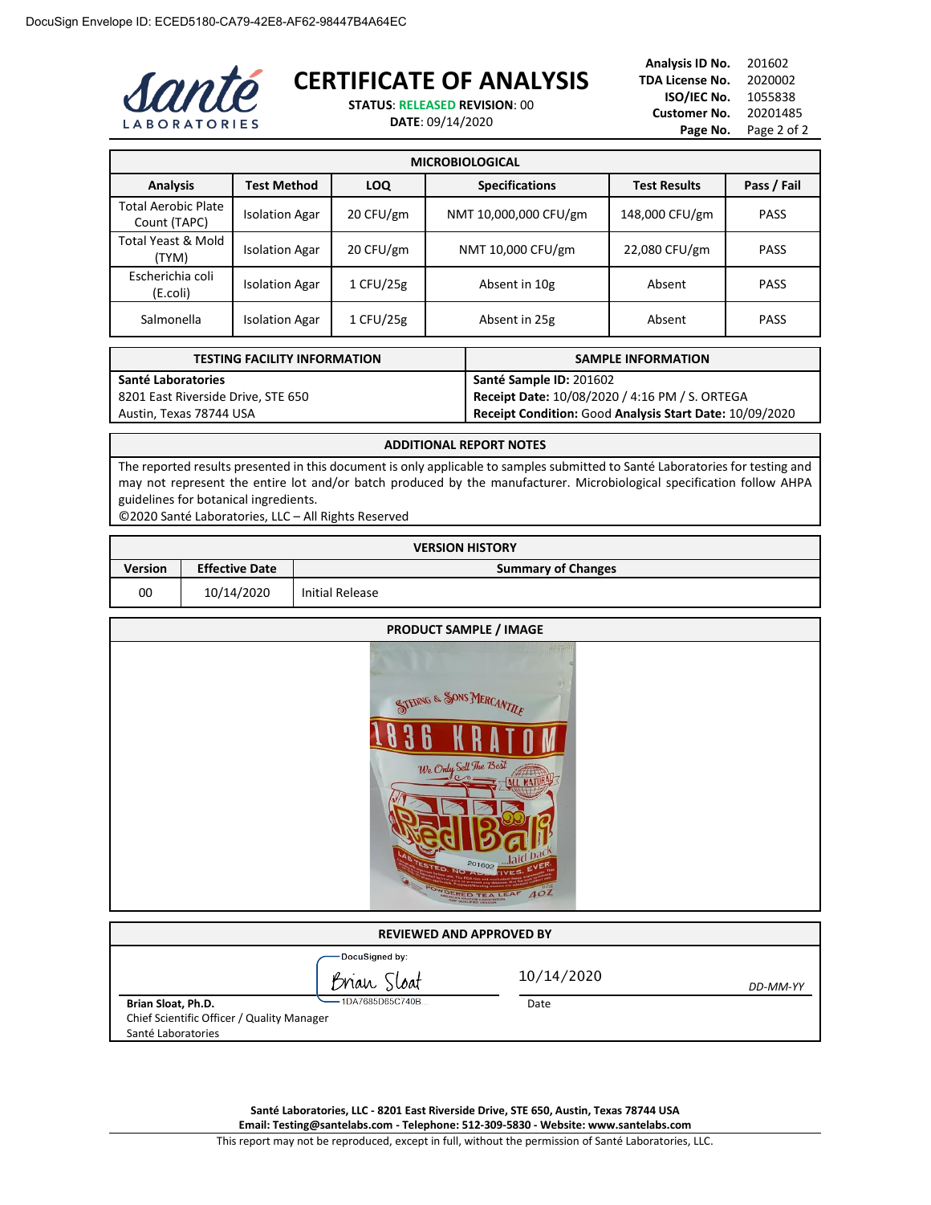DocuSign Envelope ID: ECED5180-CA79-42E8-AF62-98447B4A64EC

Santé LABORATORIES

# CERTIFICATE OF ANALYSIS

**STATUS**: RELEASED **REVISION**: 00
**DATE**: 09/14/2020

**Analysis ID No.** 201602
**TDA License No.** 2020002
**ISO/IEC No.** 1055838
**Customer No.** 20201485

| MICROBIOLOGICAL | | | | | |
|---|---|---|---|---|---|
| **Analysis** | **Test Method** | **LOQ** | **Specifications** | **Test Results** | **Pass / Fail** |
| Total Aerobic Plate Count (TAPC) | Isolation Agar | 20 CFU/gm | NMT 10,000,000 CFU/gm | 148,000 CFU/gm | PASS |
| Total Yeast & Mold (TYM) | Isolation Agar | 20 CFU/gm | NMT 10,000 CFU/gm | 22,080 CFU/gm | PASS |
| Escherichia coli (E.coli) | Isolation Agar | 1 CFU/25g | Absent in 10g | Absent | PASS |
| Salmonella | Isolation Agar | 1 CFU/25g | Absent in 25g | Absent | PASS |

| TESTING FACILITY INFORMATION | SAMPLE INFORMATION |
|---|---|
| **Santé Laboratories** | **Santé Sample ID:** 201602 |
| 8201 East Riverside Drive, STE 650 | **Receipt Date:** 10/08/2020 / 4:16 PM / S. ORTEGA |
| Austin, Texas 78744 USA | **Receipt Condition:** Good **Analysis Start Date:** 10/09/2020 |

**ADDITIONAL REPORT NOTES**

The reported results presented in this document is only applicable to samples submitted to Santé Laboratories for testing and may not represent the entire lot and/or batch produced by the manufacturer. Microbiological specification follow AHPA guidelines for botanical ingredients.

©2020 Santé Laboratories, LLC – All Rights Reserved

| VERSION HISTORY | | |
|---|---|---|
| **Version** | **Effective Date** | **Summary of Changes** |
| 00 | 10/14/2020 | Initial Release |

**PRODUCT SAMPLE / IMAGE**

**REVIEWED AND APPROVED BY**

DocuSigned by:
Brian Sloat
1DA7685D65C740B...

10/14/2020
Date

DD-MM-YY

**Brian Sloat, Ph.D.**
Chief Scientific Officer / Quality Manager
Santé Laboratories

**Santé Laboratories, LLC - 8201 East Riverside Drive, STE 650, Austin, Texas 78744 USA**
**Email: Testing@santelabs.com - Telephone: 512-309-5830 - Website: www.santelabs.com**

This report may not be reproduced, except in full, without the permission of Santé Laboratories, LLC.